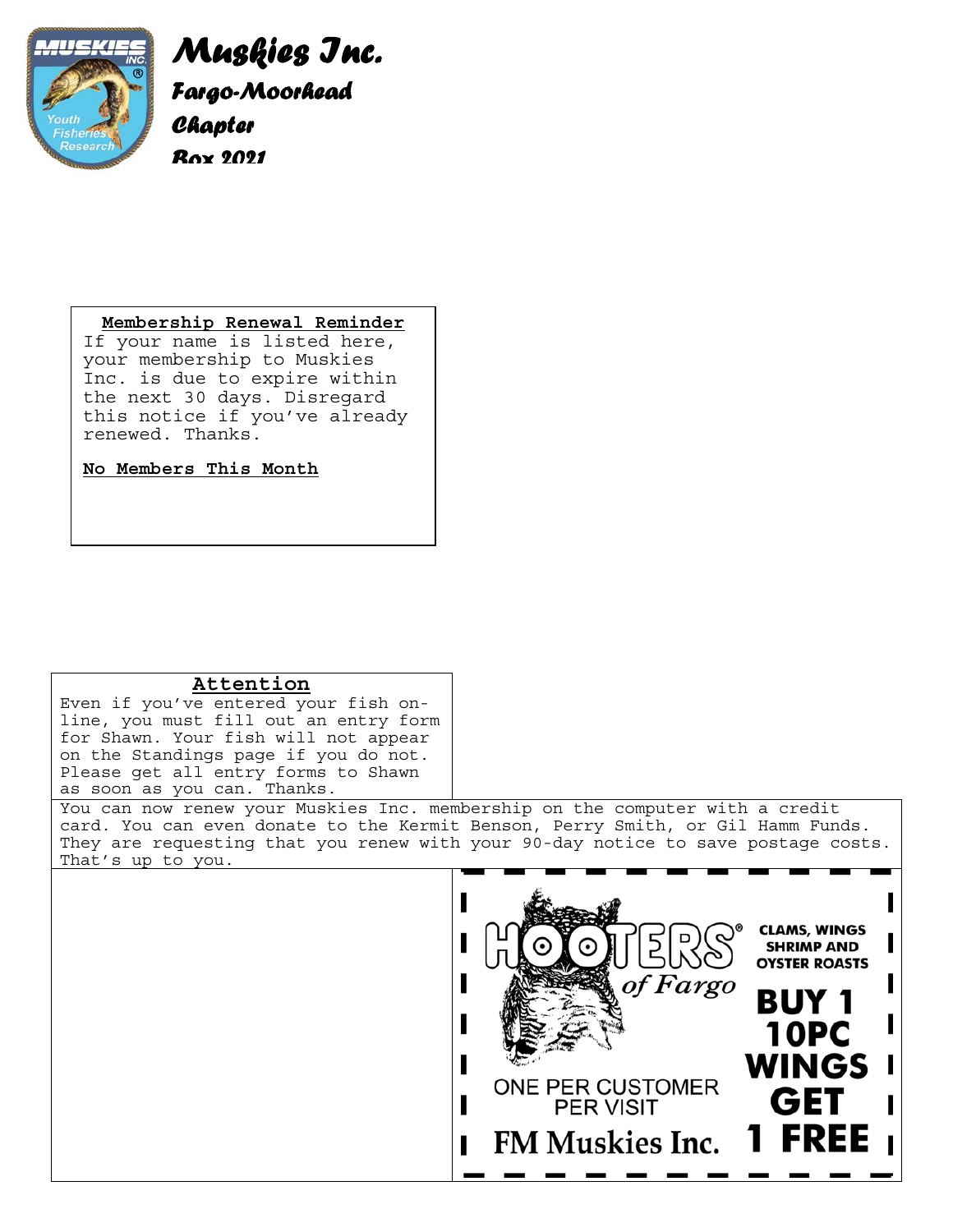# Muskies Inc.

## Fargo-Moorhead Chapter

Box 2021

**Membership Renewal Reminder**

If your name is listed here, your membership to Muskies Inc. is due to expire within the next 30 days. Disregard this notice if you've already renewed. Thanks.

**No Members This Month**

**Attention**

Even if you've entered your fish on-line, you must fill out an entry form for Shawn. Your fish will not appear on the Standings page if you do not. Please get all entry forms to Shawn as soon as you can. Thanks.

You can now renew your Muskies Inc. membership on the computer with a credit card. You can even donate to the Kermit Benson, Perry Smith, or Gil Hamm Funds. They are requesting that you renew with your 90-day notice to save postage costs. That's up to you.

HOOTERS® of Fargo

CLAMS, WINGS SHRIMP AND OYSTER ROASTS

BUY 1 10PC WINGS GET 1 FREE

ONE PER CUSTOMER PER VISIT

FM Muskies Inc.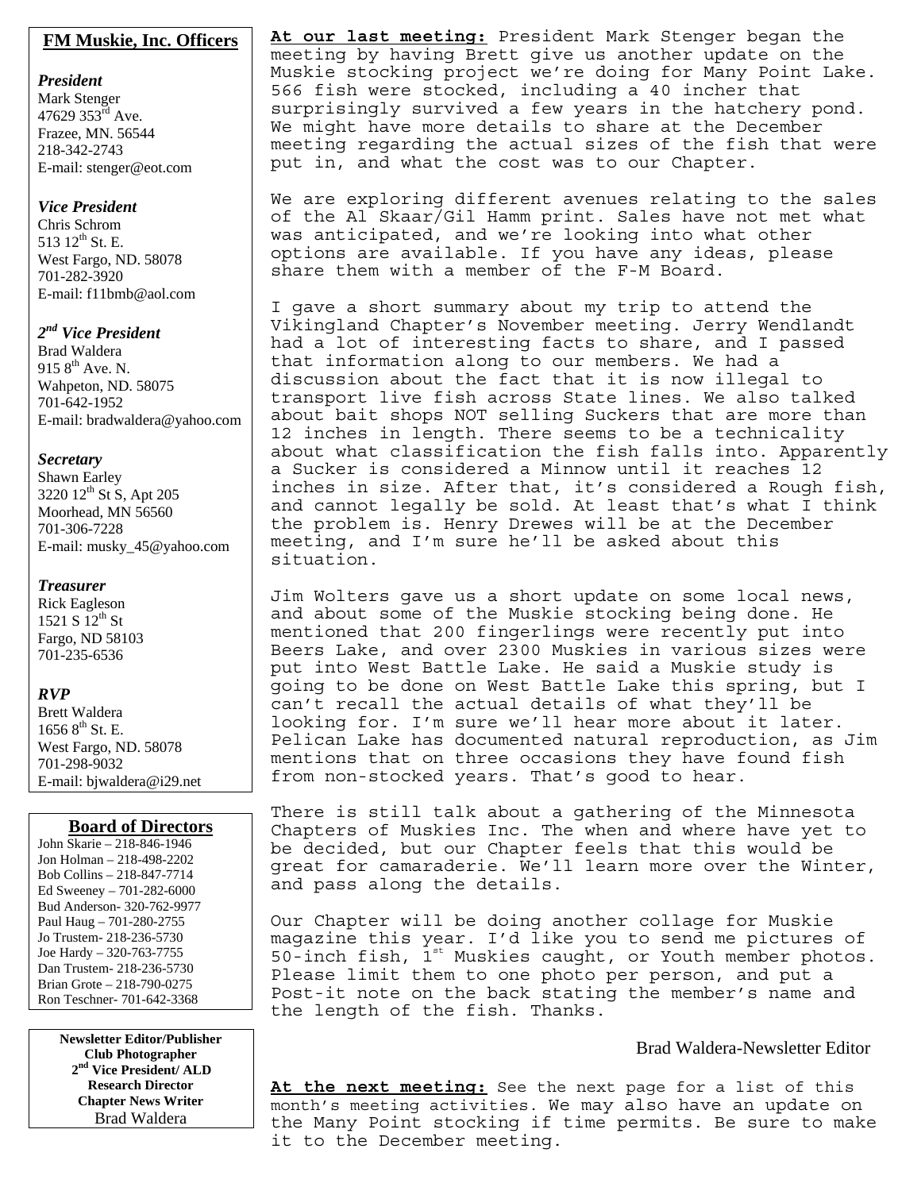## FM Muskie, Inc. Officers

***President***
Mark Stenger
47629 353rd Ave.
Frazee, MN. 56544
218-342-2743
E-mail: stenger@eot.com

***Vice President***
Chris Schrom
513 12th St. E.
West Fargo, ND. 58078
701-282-3920
E-mail: f11bmb@aol.com

***2nd Vice President***
Brad Waldera
915 8th Ave. N.
Wahpeton, ND. 58075
701-642-1952
E-mail: bradwaldera@yahoo.com

***Secretary***
Shawn Earley
3220 12th St S, Apt 205
Moorhead, MN 56560
701-306-7228
E-mail: musky_45@yahoo.com

***Treasurer***
Rick Eagleson
1521 S 12th St
Fargo, ND 58103
701-235-6536

***RVP***
Brett Waldera
1656 8th St. E.
West Fargo, ND. 58078
701-298-9032
E-mail: bjwaldera@i29.net

## Board of Directors

John Skarie – 218-846-1946
Jon Holman – 218-498-2202
Bob Collins – 218-847-7714
Ed Sweeney – 701-282-6000
Bud Anderson- 320-762-9977
Paul Haug – 701-280-2755
Jo Trustem- 218-236-5730
Joe Hardy – 320-763-7755
Dan Trustem- 218-236-5730
Brian Grote – 218-790-0275
Ron Teschner- 701-642-3368

**Newsletter Editor/Publisher**
**Club Photographer**
**2nd Vice President/ ALD**
**Research Director**
**Chapter News Writer**
Brad Waldera

**At our last meeting:** President Mark Stenger began the meeting by having Brett give us another update on the Muskie stocking project we're doing for Many Point Lake. 566 fish were stocked, including a 40 incher that surprisingly survived a few years in the hatchery pond. We might have more details to share at the December meeting regarding the actual sizes of the fish that were put in, and what the cost was to our Chapter.

We are exploring different avenues relating to the sales of the Al Skaar/Gil Hamm print. Sales have not met what was anticipated, and we're looking into what other options are available. If you have any ideas, please share them with a member of the F-M Board.

I gave a short summary about my trip to attend the Vikingland Chapter's November meeting. Jerry Wendlandt had a lot of interesting facts to share, and I passed that information along to our members. We had a discussion about the fact that it is now illegal to transport live fish across State lines. We also talked about bait shops NOT selling Suckers that are more than 12 inches in length. There seems to be a technicality about what classification the fish falls into. Apparently a Sucker is considered a Minnow until it reaches 12 inches in size. After that, it's considered a Rough fish, and cannot legally be sold. At least that's what I think the problem is. Henry Drewes will be at the December meeting, and I'm sure he'll be asked about this situation.

Jim Wolters gave us a short update on some local news, and about some of the Muskie stocking being done. He mentioned that 200 fingerlings were recently put into Beers Lake, and over 2300 Muskies in various sizes were put into West Battle Lake. He said a Muskie study is going to be done on West Battle Lake this spring, but I can't recall the actual details of what they'll be looking for. I'm sure we'll hear more about it later. Pelican Lake has documented natural reproduction, as Jim mentions that on three occasions they have found fish from non-stocked years. That's good to hear.

There is still talk about a gathering of the Minnesota Chapters of Muskies Inc. The when and where have yet to be decided, but our Chapter feels that this would be great for camaraderie. We'll learn more over the Winter, and pass along the details.

Our Chapter will be doing another collage for Muskie magazine this year. I'd like you to send me pictures of 50-inch fish, 1st Muskies caught, or Youth member photos. Please limit them to one photo per person, and put a Post-it note on the back stating the member's name and the length of the fish. Thanks.

Brad Waldera-Newsletter Editor

**At the next meeting:** See the next page for a list of this month's meeting activities. We may also have an update on the Many Point stocking if time permits. Be sure to make it to the December meeting.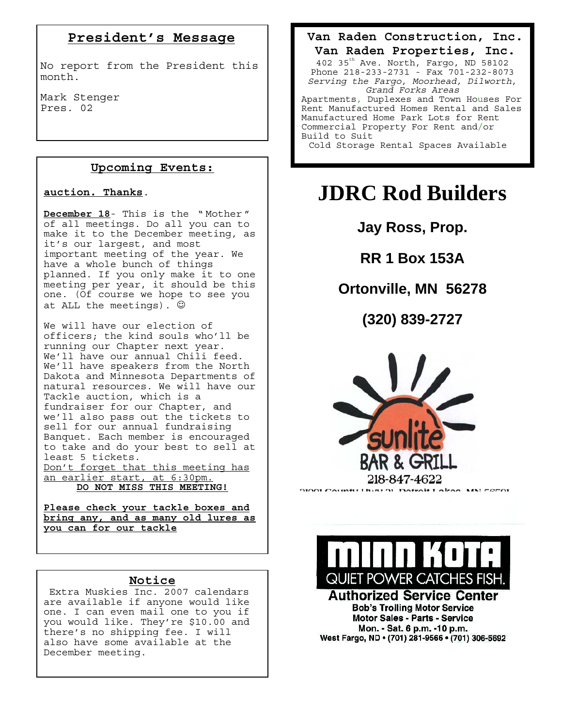## President's Message

No report from the President this month.

Mark Stenger
Pres. 02

## Upcoming Events:

**auction. Thanks**.

**December 18**- This is the "Mother" of all meetings. Do all you can to make it to the December meeting, as it's our largest, and most important meeting of the year. We have a whole bunch of things planned. If you only make it to one meeting per year, it should be this one. (Of course we hope to see you at ALL the meetings). ☺

We will have our election of officers; the kind souls who'll be running our Chapter next year. We'll have our annual Chili feed. We'll have speakers from the North Dakota and Minnesota Departments of natural resources. We will have our Tackle auction, which is a fundraiser for our Chapter, and we'll also pass out the tickets to sell for our annual fundraising Banquet. Each member is encouraged to take and do your best to sell at least 5 tickets.
Don't forget that this meeting has an earlier start, at 6:30pm.

**DO NOT MISS THIS MEETING!**

**Please check your tackle boxes and bring any, and as many old lures as you can for our tackle**

## Notice

Extra Muskies Inc. 2007 calendars are available if anyone would like one. I can even mail one to you if you would like. They're $10.00 and there's no shipping fee. I will also have some available at the December meeting.

**Van Raden Construction, Inc.**
**Van Raden Properties, Inc.**

402 35th Ave. North, Fargo, ND 58102
Phone 218-233-2731 - Fax 701-232-8073
*Serving the Fargo, Moorhead, Dilworth, Grand Forks Areas*
Apartments, Duplexes and Town Houses For Rent Manufactured Homes Rental and Sales Manufactured Home Park Lots for Rent Commercial Property For Rent and/or Build to Suit
Cold Storage Rental Spaces Available

# JDRC Rod Builders

**Jay Ross, Prop.**

**RR 1 Box 153A**

**Ortonville, MN 56278**

**(320) 839-2727**

sunlite BAR & GRILL
218-847-4622

MINN KOTA
QUIET POWER CATCHES FISH.
**Authorized Service Center**
**Bob's Trolling Motor Service**
**Motor Sales - Parts - Service**
**Mon. - Sat. 6 p.m. -10 p.m.**
**West Fargo, ND • (701) 281-9566 • (701) 306-5692**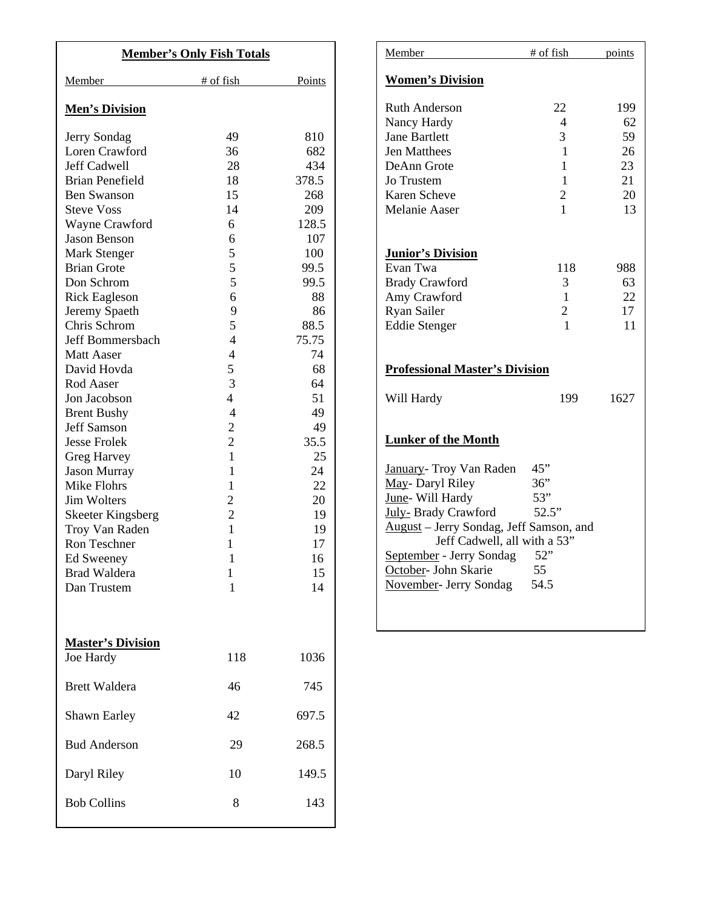## Member's Only Fish Totals

| Member | # of fish | Points |
|---|---|---|
| **Men's Division** | | |
| Jerry Sondag | 49 | 810 |
| Loren Crawford | 36 | 682 |
| Jeff Cadwell | 28 | 434 |
| Brian Penefield | 18 | 378.5 |
| Ben Swanson | 15 | 268 |
| Steve Voss | 14 | 209 |
| Wayne Crawford | 6 | 128.5 |
| Jason Benson | 6 | 107 |
| Mark Stenger | 5 | 100 |
| Brian Grote | 5 | 99.5 |
| Don Schrom | 5 | 99.5 |
| Rick Eagleson | 6 | 88 |
| Jeremy Spaeth | 9 | 86 |
| Chris Schrom | 5 | 88.5 |
| Jeff Bommersbach | 4 | 75.75 |
| Matt Aaser | 4 | 74 |
| David Hovda | 5 | 68 |
| Rod Aaser | 3 | 64 |
| Jon Jacobson | 4 | 51 |
| Brent Bushy | 4 | 49 |
| Jeff Samson | 2 | 49 |
| Jesse Frolek | 2 | 35.5 |
| Greg Harvey | 1 | 25 |
| Jason Murray | 1 | 24 |
| Mike Flohrs | 1 | 22 |
| Jim Wolters | 2 | 20 |
| Skeeter Kingsberg | 2 | 19 |
| Troy Van Raden | 1 | 19 |
| Ron Teschner | 1 | 17 |
| Ed Sweeney | 1 | 16 |
| Brad Waldera | 1 | 15 |
| Dan Trustem | 1 | 14 |
| **Master's Division** | | |
| Joe Hardy | 118 | 1036 |
| Brett Waldera | 46 | 745 |
| Shawn Earley | 42 | 697.5 |
| Bud Anderson | 29 | 268.5 |
| Daryl Riley | 10 | 149.5 |
| Bob Collins | 8 | 143 |

| Member | # of fish | points |
|---|---|---|
| **Women's Division** | | |
| Ruth Anderson | 22 | 199 |
| Nancy Hardy | 4 | 62 |
| Jane Bartlett | 3 | 59 |
| Jen Matthees | 1 | 26 |
| DeAnn Grote | 1 | 23 |
| Jo Trustem | 1 | 21 |
| Karen Scheve | 2 | 20 |
| Melanie Aaser | 1 | 13 |
| **Junior's Division** | | |
| Evan Twa | 118 | 988 |
| Brady Crawford | 3 | 63 |
| Amy Crawford | 1 | 22 |
| Ryan Sailer | 2 | 17 |
| Eddie Stenger | 1 | 11 |
| **Professional Master's Division** | | |
| Will Hardy | 199 | 1627 |

**Lunker of the Month**

January- Troy Van Raden 45"
May- Daryl Riley 36"
June- Will Hardy 53"
July- Brady Crawford 52.5"
August – Jerry Sondag, Jeff Samson, and Jeff Cadwell, all with a 53"
September - Jerry Sondag 52"
October- John Skarie 55
November- Jerry Sondag 54.5